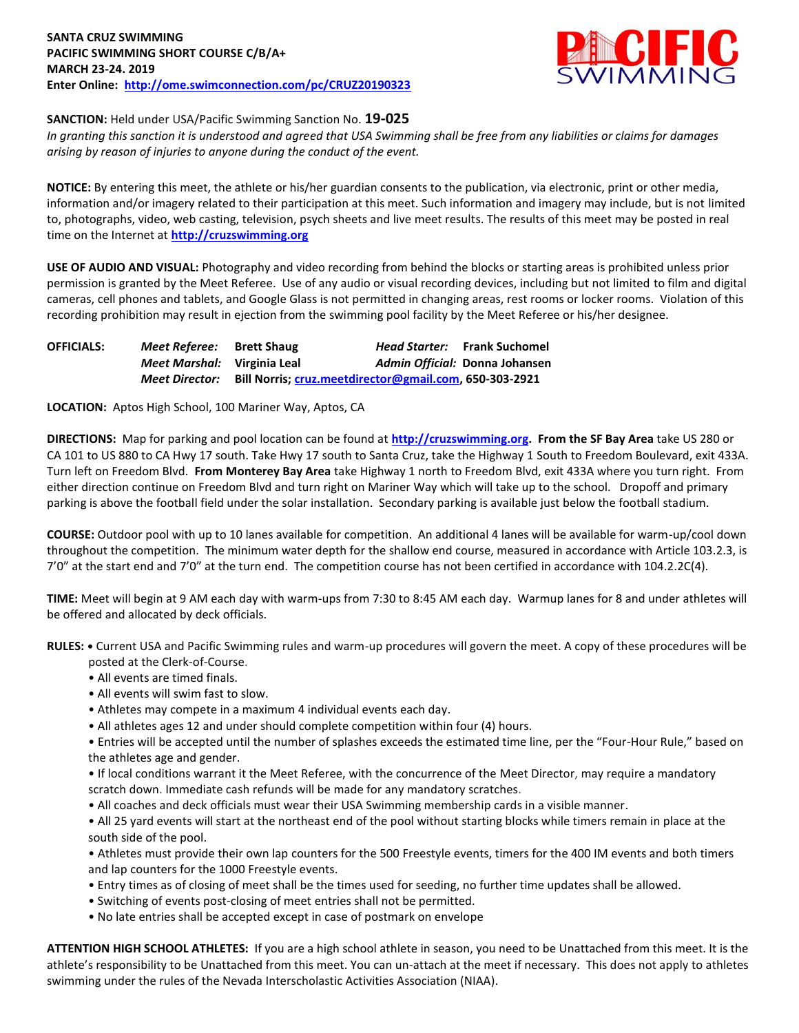**SANTA CRUZ SWIMMING**
**PACIFIC SWIMMING SHORT COURSE C/B/A+**
**MARCH 23-24. 2019**
**Enter Online: [http://ome.swimconnection.com/pc/CRUZ20190323](http://ome.swimconnection.com/pc/CRUZ20190323)**

**SANCTION:** Held under USA/Pacific Swimming Sanction No. **19-025**
*In granting this sanction it is understood and agreed that USA Swimming shall be free from any liabilities or claims for damages arising by reason of injuries to anyone during the conduct of the event.*

**NOTICE:** By entering this meet, the athlete or his/her guardian consents to the publication, via electronic, print or other media, information and/or imagery related to their participation at this meet. Such information and imagery may include, but is not limited to, photographs, video, web casting, television, psych sheets and live meet results. The results of this meet may be posted in real time on the Internet at **[http://cruzswimming.org](http://cruzswimming.org)**

**USE OF AUDIO AND VISUAL:** Photography and video recording from behind the blocks or starting areas is prohibited unless prior permission is granted by the Meet Referee. Use of any audio or visual recording devices, including but not limited to film and digital cameras, cell phones and tablets, and Google Glass is not permitted in changing areas, rest rooms or locker rooms. Violation of this recording prohibition may result in ejection from the swimming pool facility by the Meet Referee or his/her designee.

**OFFICIALS:**
*Meet Referee:* **Brett Shaug** *Head Starter:* **Frank Suchomel**
*Meet Marshal:* **Virginia Leal** *Admin Official:* **Donna Johansen**
*Meet Director:* **Bill Norris; [cruz.meetdirector@gmail.com](mailto:cruz.meetdirector@gmail.com), 650-303-2921**

**LOCATION:** Aptos High School, 100 Mariner Way, Aptos, CA

**DIRECTIONS:** Map for parking and pool location can be found at **[http://cruzswimming.org](http://cruzswimming.org).** **From the SF Bay Area** take US 280 or CA 101 to US 880 to CA Hwy 17 south. Take Hwy 17 south to Santa Cruz, take the Highway 1 South to Freedom Boulevard, exit 433A. Turn left on Freedom Blvd. **From Monterey Bay Area** take Highway 1 north to Freedom Blvd, exit 433A where you turn right. From either direction continue on Freedom Blvd and turn right on Mariner Way which will take up to the school. Dropoff and primary parking is above the football field under the solar installation. Secondary parking is available just below the football stadium.

**COURSE:** Outdoor pool with up to 10 lanes available for competition. An additional 4 lanes will be available for warm-up/cool down throughout the competition. The minimum water depth for the shallow end course, measured in accordance with Article 103.2.3, is 7'0" at the start end and 7'0" at the turn end. The competition course has not been certified in accordance with 104.2.2C(4).

**TIME:** Meet will begin at 9 AM each day with warm-ups from 7:30 to 8:45 AM each day. Warmup lanes for 8 and under athletes will be offered and allocated by deck officials.

**RULES:**
- Current USA and Pacific Swimming rules and warm-up procedures will govern the meet. A copy of these procedures will be posted at the Clerk-of-Course.
- All events are timed finals.
- All events will swim fast to slow.
- Athletes may compete in a maximum 4 individual events each day.
- All athletes ages 12 and under should complete competition within four (4) hours.
- Entries will be accepted until the number of splashes exceeds the estimated time line, per the "Four-Hour Rule," based on the athletes age and gender.
- If local conditions warrant it the Meet Referee, with the concurrence of the Meet Director, may require a mandatory scratch down. Immediate cash refunds will be made for any mandatory scratches.
- All coaches and deck officials must wear their USA Swimming membership cards in a visible manner.
- All 25 yard events will start at the northeast end of the pool without starting blocks while timers remain in place at the south side of the pool.
- Athletes must provide their own lap counters for the 500 Freestyle events, timers for the 400 IM events and both timers and lap counters for the 1000 Freestyle events.
- Entry times as of closing of meet shall be the times used for seeding, no further time updates shall be allowed.
- Switching of events post-closing of meet entries shall not be permitted.
- No late entries shall be accepted except in case of postmark on envelope

**ATTENTION HIGH SCHOOL ATHLETES:** If you are a high school athlete in season, you need to be Unattached from this meet. It is the athlete's responsibility to be Unattached from this meet. You can un-attach at the meet if necessary. This does not apply to athletes swimming under the rules of the Nevada Interscholastic Activities Association (NIAA).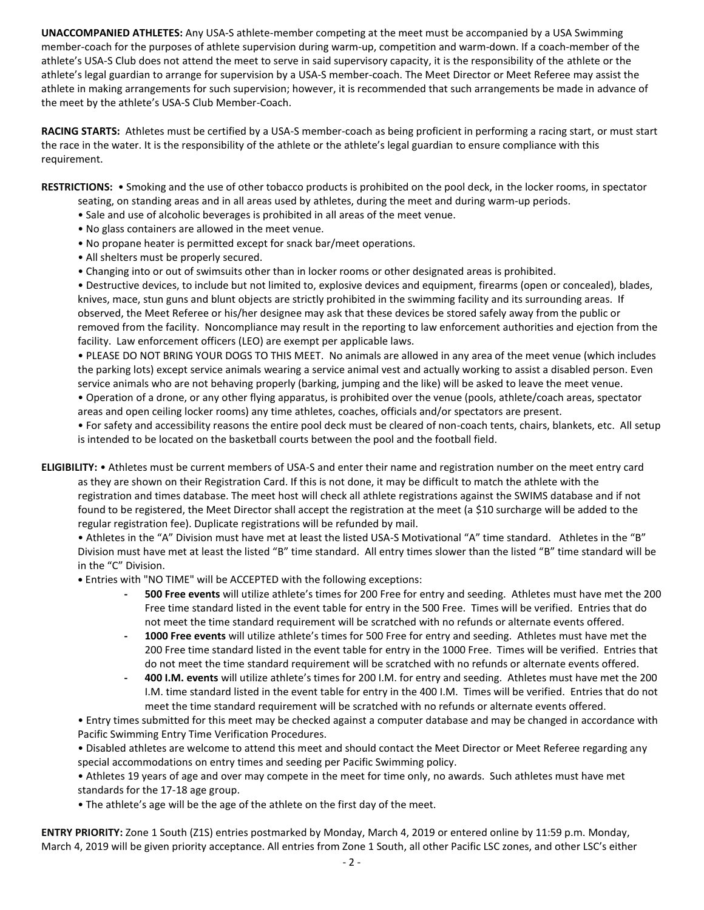**UNACCOMPANIED ATHLETES:** Any USA-S athlete-member competing at the meet must be accompanied by a USA Swimming member-coach for the purposes of athlete supervision during warm-up, competition and warm-down. If a coach-member of the athlete's USA-S Club does not attend the meet to serve in said supervisory capacity, it is the responsibility of the athlete or the athlete's legal guardian to arrange for supervision by a USA-S member-coach. The Meet Director or Meet Referee may assist the athlete in making arrangements for such supervision; however, it is recommended that such arrangements be made in advance of the meet by the athlete's USA-S Club Member-Coach.

**RACING STARTS:** Athletes must be certified by a USA-S member-coach as being proficient in performing a racing start, or must start the race in the water. It is the responsibility of the athlete or the athlete's legal guardian to ensure compliance with this requirement.

**RESTRICTIONS:**
- Smoking and the use of other tobacco products is prohibited on the pool deck, in the locker rooms, in spectator seating, on standing areas and in all areas used by athletes, during the meet and during warm-up periods.
- Sale and use of alcoholic beverages is prohibited in all areas of the meet venue.
- No glass containers are allowed in the meet venue.
- No propane heater is permitted except for snack bar/meet operations.
- All shelters must be properly secured.
- Changing into or out of swimsuits other than in locker rooms or other designated areas is prohibited.
- Destructive devices, to include but not limited to, explosive devices and equipment, firearms (open or concealed), blades, knives, mace, stun guns and blunt objects are strictly prohibited in the swimming facility and its surrounding areas. If observed, the Meet Referee or his/her designee may ask that these devices be stored safely away from the public or removed from the facility. Noncompliance may result in the reporting to law enforcement authorities and ejection from the facility. Law enforcement officers (LEO) are exempt per applicable laws.
- PLEASE DO NOT BRING YOUR DOGS TO THIS MEET. No animals are allowed in any area of the meet venue (which includes the parking lots) except service animals wearing a service animal vest and actually working to assist a disabled person. Even service animals who are not behaving properly (barking, jumping and the like) will be asked to leave the meet venue.
- Operation of a drone, or any other flying apparatus, is prohibited over the venue (pools, athlete/coach areas, spectator areas and open ceiling locker rooms) any time athletes, coaches, officials and/or spectators are present.
- For safety and accessibility reasons the entire pool deck must be cleared of non-coach tents, chairs, blankets, etc. All setup is intended to be located on the basketball courts between the pool and the football field.

**ELIGIBILITY:**
- Athletes must be current members of USA-S and enter their name and registration number on the meet entry card as they are shown on their Registration Card. If this is not done, it may be difficult to match the athlete with the registration and times database. The meet host will check all athlete registrations against the SWIMS database and if not found to be registered, the Meet Director shall accept the registration at the meet (a $10 surcharge will be added to the regular registration fee). Duplicate registrations will be refunded by mail.
- Athletes in the "A" Division must have met at least the listed USA-S Motivational "A" time standard. Athletes in the "B" Division must have met at least the listed "B" time standard. All entry times slower than the listed "B" time standard will be in the "C" Division.
- Entries with "NO TIME" will be ACCEPTED with the following exceptions:
  - **500 Free events** will utilize athlete's times for 200 Free for entry and seeding. Athletes must have met the 200 Free time standard listed in the event table for entry in the 500 Free. Times will be verified. Entries that do not meet the time standard requirement will be scratched with no refunds or alternate events offered.
  - **1000 Free events** will utilize athlete's times for 500 Free for entry and seeding. Athletes must have met the 200 Free time standard listed in the event table for entry in the 1000 Free. Times will be verified. Entries that do not meet the time standard requirement will be scratched with no refunds or alternate events offered.
  - **400 I.M. events** will utilize athlete's times for 200 I.M. for entry and seeding. Athletes must have met the 200 I.M. time standard listed in the event table for entry in the 400 I.M. Times will be verified. Entries that do not meet the time standard requirement will be scratched with no refunds or alternate events offered.
- Entry times submitted for this meet may be checked against a computer database and may be changed in accordance with Pacific Swimming Entry Time Verification Procedures.
- Disabled athletes are welcome to attend this meet and should contact the Meet Director or Meet Referee regarding any special accommodations on entry times and seeding per Pacific Swimming policy.
- Athletes 19 years of age and over may compete in the meet for time only, no awards. Such athletes must have met standards for the 17-18 age group.
- The athlete's age will be the age of the athlete on the first day of the meet.

**ENTRY PRIORITY:** Zone 1 South (Z1S) entries postmarked by Monday, March 4, 2019 or entered online by 11:59 p.m. Monday, March 4, 2019 will be given priority acceptance. All entries from Zone 1 South, all other Pacific LSC zones, and other LSC's either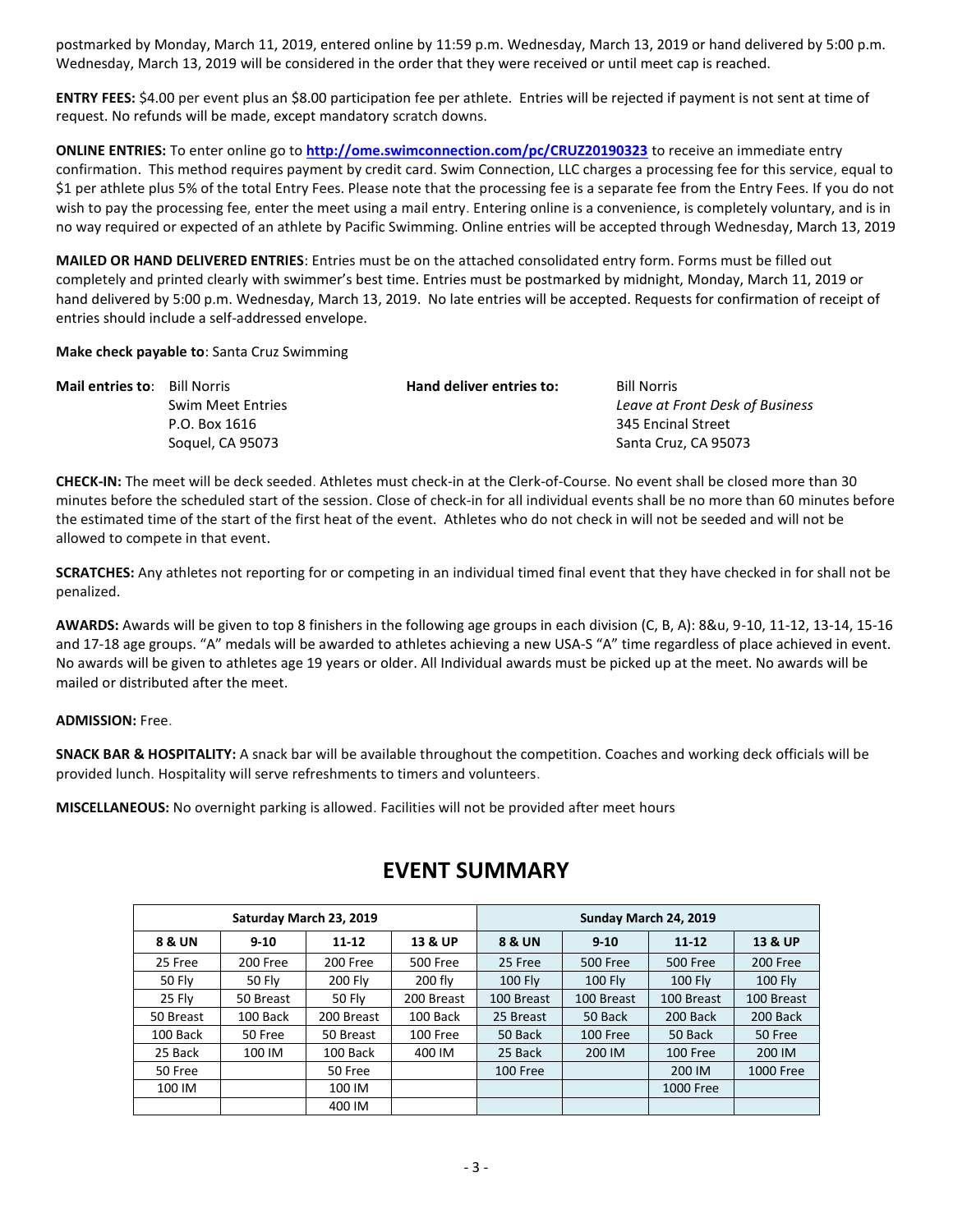postmarked by Monday, March 11, 2019, entered online by 11:59 p.m. Wednesday, March 13, 2019 or hand delivered by 5:00 p.m. Wednesday, March 13, 2019 will be considered in the order that they were received or until meet cap is reached.

**ENTRY FEES:** $4.00 per event plus an $8.00 participation fee per athlete. Entries will be rejected if payment is not sent at time of request. No refunds will be made, except mandatory scratch downs.

**ONLINE ENTRIES:** To enter online go to **http://ome.swimconnection.com/pc/CRUZ20190323** to receive an immediate entry confirmation. This method requires payment by credit card. Swim Connection, LLC charges a processing fee for this service, equal to $1 per athlete plus 5% of the total Entry Fees. Please note that the processing fee is a separate fee from the Entry Fees. If you do not wish to pay the processing fee, enter the meet using a mail entry. Entering online is a convenience, is completely voluntary, and is in no way required or expected of an athlete by Pacific Swimming. Online entries will be accepted through Wednesday, March 13, 2019

**MAILED OR HAND DELIVERED ENTRIES**: Entries must be on the attached consolidated entry form. Forms must be filled out completely and printed clearly with swimmer's best time. Entries must be postmarked by midnight, Monday, March 11, 2019 or hand delivered by 5:00 p.m. Wednesday, March 13, 2019. No late entries will be accepted. Requests for confirmation of receipt of entries should include a self-addressed envelope.

**Make check payable to**: Santa Cruz Swimming

**Mail entries to**:
Bill Norris
Swim Meet Entries
P.O. Box 1616
Soquel, CA 95073

**Hand deliver entries to:**
Bill Norris
*Leave at Front Desk of Business*
345 Encinal Street
Santa Cruz, CA 95073

**CHECK-IN:** The meet will be deck seeded. Athletes must check-in at the Clerk-of-Course. No event shall be closed more than 30 minutes before the scheduled start of the session. Close of check-in for all individual events shall be no more than 60 minutes before the estimated time of the start of the first heat of the event. Athletes who do not check in will not be seeded and will not be allowed to compete in that event.

**SCRATCHES:** Any athletes not reporting for or competing in an individual timed final event that they have checked in for shall not be penalized.

**AWARDS:** Awards will be given to top 8 finishers in the following age groups in each division (C, B, A): 8&u, 9-10, 11-12, 13-14, 15-16 and 17-18 age groups. "A" medals will be awarded to athletes achieving a new USA-S "A" time regardless of place achieved in event. No awards will be given to athletes age 19 years or older. All Individual awards must be picked up at the meet. No awards will be mailed or distributed after the meet.

**ADMISSION:** Free.

**SNACK BAR & HOSPITALITY:** A snack bar will be available throughout the competition. Coaches and working deck officials will be provided lunch. Hospitality will serve refreshments to timers and volunteers.

**MISCELLANEOUS:** No overnight parking is allowed. Facilities will not be provided after meet hours

# EVENT SUMMARY

| Saturday March 23, 2019 | | | | Sunday March 24, 2019 | | | |
|---|---|---|---|---|---|---|---|
| **8 & UN** | **9-10** | **11-12** | **13 & UP** | **8 & UN** | **9-10** | **11-12** | **13 & UP** |
| 25 Free | 200 Free | 200 Free | 500 Free | 25 Free | 500 Free | 500 Free | 200 Free |
| 50 Fly | 50 Fly | 200 Fly | 200 fly | 100 Fly | 100 Fly | 100 Fly | 100 Fly |
| 25 Fly | 50 Breast | 50 Fly | 200 Breast | 100 Breast | 100 Breast | 100 Breast | 100 Breast |
| 50 Breast | 100 Back | 200 Breast | 100 Back | 25 Breast | 50 Back | 200 Back | 200 Back |
| 100 Back | 50 Free | 50 Breast | 100 Free | 50 Back | 100 Free | 50 Back | 50 Free |
| 25 Back | 100 IM | 100 Back | 400 IM | 25 Back | 200 IM | 100 Free | 200 IM |
| 50 Free | | 50 Free | | 100 Free | | 200 IM | 1000 Free |
| 100 IM | | 100 IM | | | | 1000 Free | |
| | | 400 IM | | | | | |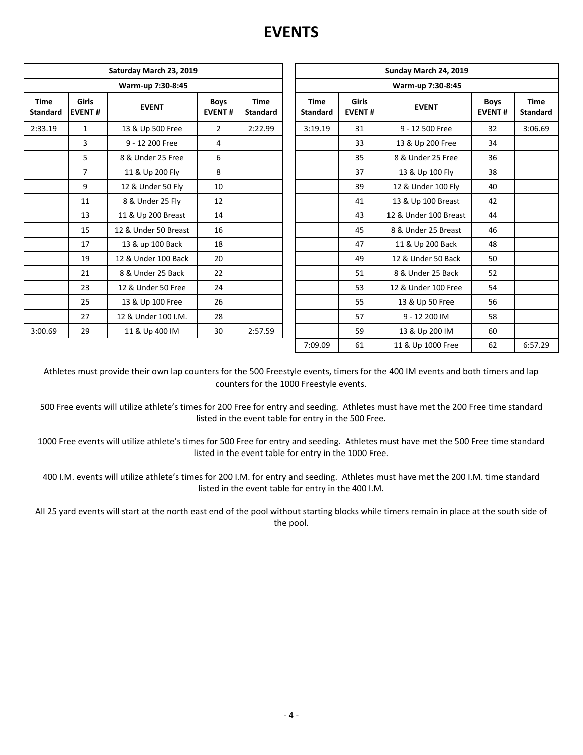# EVENTS

| Saturday March 23, 2019 | | | | |
|---|---|---|---|---|
| Warm-up 7:30-8:45 | | | | |
| **Time Standard** | **Girls EVENT #** | **EVENT** | **Boys EVENT #** | **Time Standard** |
| 2:33.19 | 1 | 13 & Up 500 Free | 2 | 2:22.99 |
| | 3 | 9 - 12 200 Free | 4 | |
| | 5 | 8 & Under 25 Free | 6 | |
| | 7 | 11 & Up 200 Fly | 8 | |
| | 9 | 12 & Under 50 Fly | 10 | |
| | 11 | 8 & Under 25 Fly | 12 | |
| | 13 | 11 & Up 200 Breast | 14 | |
| | 15 | 12 & Under 50 Breast | 16 | |
| | 17 | 13 & up 100 Back | 18 | |
| | 19 | 12 & Under 100 Back | 20 | |
| | 21 | 8 & Under 25 Back | 22 | |
| | 23 | 12 & Under 50 Free | 24 | |
| | 25 | 13 & Up 100 Free | 26 | |
| | 27 | 12 & Under 100 I.M. | 28 | |
| 3:00.69 | 29 | 11 & Up 400 IM | 30 | 2:57.59 |

| Sunday March 24, 2019 | | | | |
|---|---|---|---|---|
| Warm-up 7:30-8:45 | | | | |
| **Time Standard** | **Girls EVENT #** | **EVENT** | **Boys EVENT #** | **Time Standard** |
| 3:19.19 | 31 | 9 - 12 500 Free | 32 | 3:06.69 |
| | 33 | 13 & Up 200 Free | 34 | |
| | 35 | 8 & Under 25 Free | 36 | |
| | 37 | 13 & Up 100 Fly | 38 | |
| | 39 | 12 & Under 100 Fly | 40 | |
| | 41 | 13 & Up 100 Breast | 42 | |
| | 43 | 12 & Under 100 Breast | 44 | |
| | 45 | 8 & Under 25 Breast | 46 | |
| | 47 | 11 & Up 200 Back | 48 | |
| | 49 | 12 & Under 50 Back | 50 | |
| | 51 | 8 & Under 25 Back | 52 | |
| | 53 | 12 & Under 100 Free | 54 | |
| | 55 | 13 & Up 50 Free | 56 | |
| | 57 | 9 - 12 200 IM | 58 | |
| | 59 | 13 & Up 200 IM | 60 | |
| 7:09.09 | 61 | 11 & Up 1000 Free | 62 | 6:57.29 |

Athletes must provide their own lap counters for the 500 Freestyle events, timers for the 400 IM events and both timers and lap counters for the 1000 Freestyle events.

500 Free events will utilize athlete's times for 200 Free for entry and seeding. Athletes must have met the 200 Free time standard listed in the event table for entry in the 500 Free.

1000 Free events will utilize athlete's times for 500 Free for entry and seeding. Athletes must have met the 500 Free time standard listed in the event table for entry in the 1000 Free.

400 I.M. events will utilize athlete's times for 200 I.M. for entry and seeding. Athletes must have met the 200 I.M. time standard listed in the event table for entry in the 400 I.M.

All 25 yard events will start at the north east end of the pool without starting blocks while timers remain in place at the south side of the pool.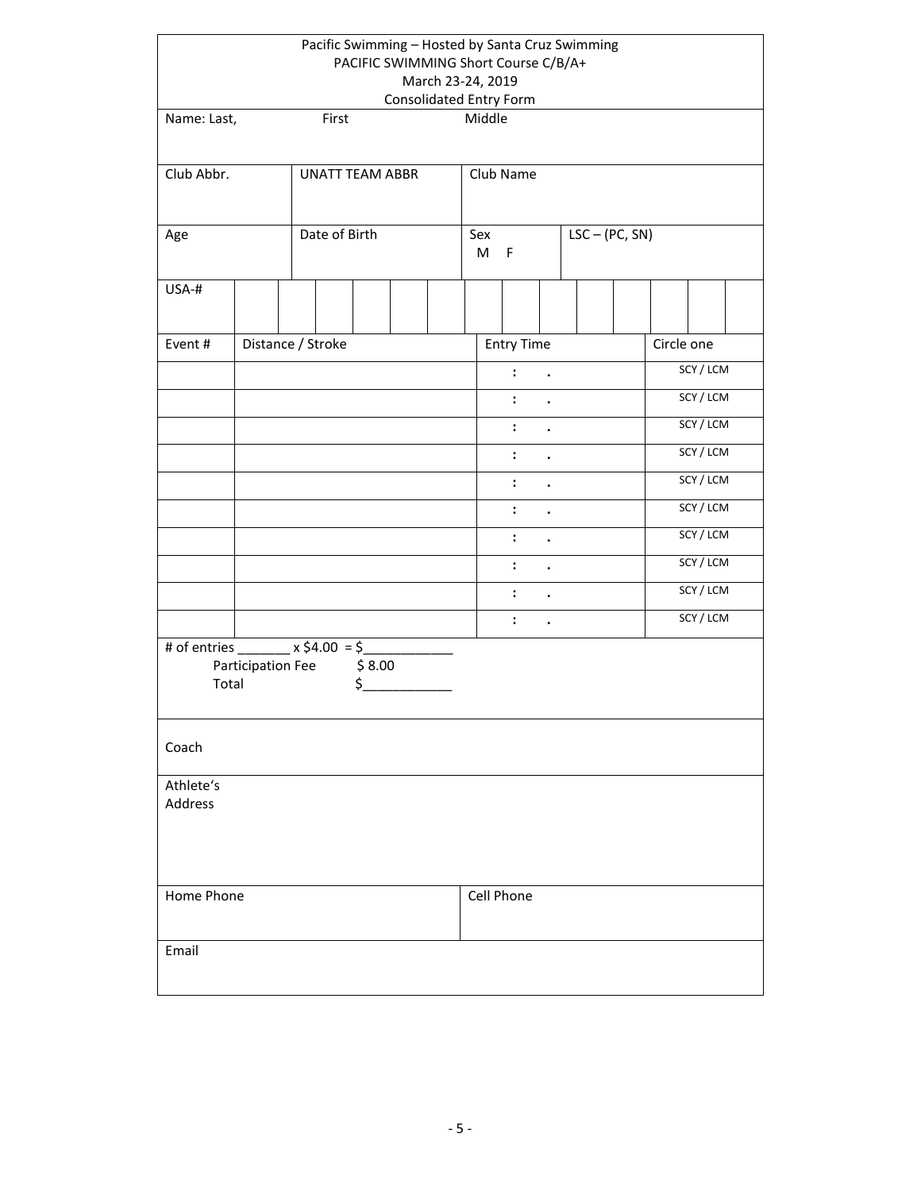Pacific Swimming – Hosted by Santa Cruz Swimming

PACIFIC SWIMMING Short Course C/B/A+

March 23-24, 2019

Consolidated Entry Form

| Name: Last, | First | Middle |
|---|---|---|
| | | |

| Club Abbr. | UNATT TEAM ABBR | Club Name |
|---|---|---|
| | | |

| Age | Date of Birth | Sex M F | LSC – (PC, SN) |
|---|---|---|---|
| | | | |

| USA-# | | | | | | | | | | | | | |
|---|---|---|---|---|---|---|---|---|---|---|---|---|---|
| | | | | | | | | | | | | | |

| Event # | Distance / Stroke | Entry Time | Circle one |
|---|---|---|---|
| | | : . | SCY / LCM |
| | | : . | SCY / LCM |
| | | : . | SCY / LCM |
| | | : . | SCY / LCM |
| | | : . | SCY / LCM |
| | | : . | SCY / LCM |
| | | : . | SCY / LCM |
| | | : . | SCY / LCM |
| | | : . | SCY / LCM |
| | | : . | SCY / LCM |

# of entries _______ x $4.00 = $____________

Participation Fee $ 8.00

Total $____________

Coach

Athlete's Address

| Home Phone | Cell Phone |
|---|---|
| | |

Email